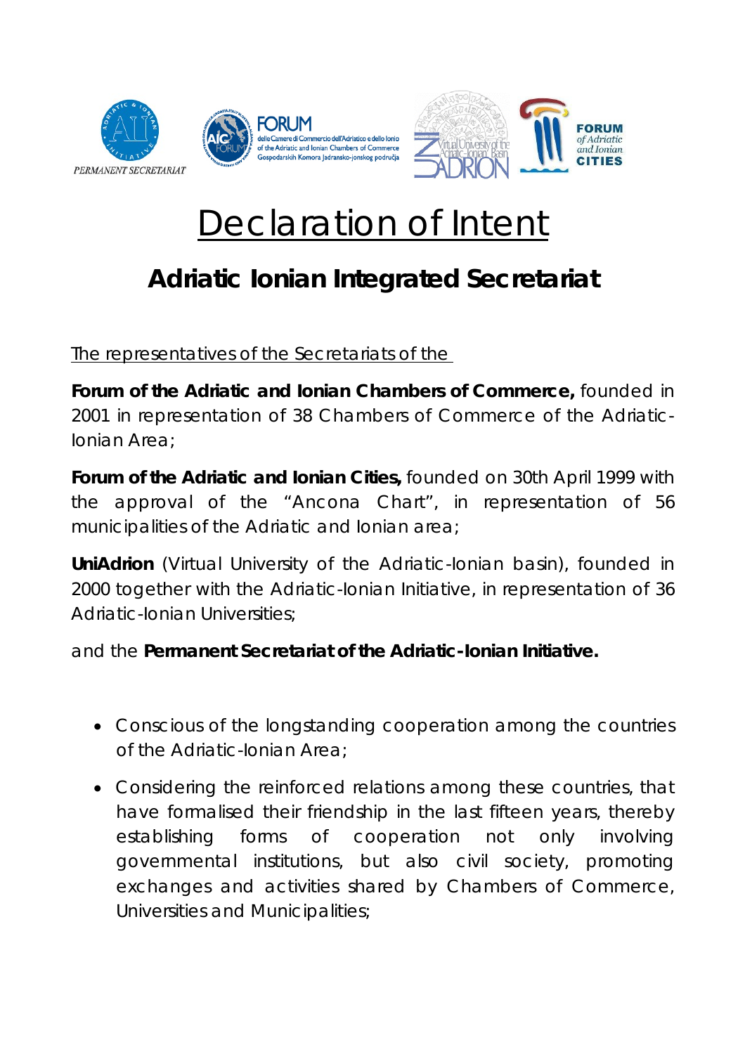# Declaration of Intent

## Adriatic Ionian Integrated Secretariat

The representatives of the Secretariats of the

**Forum of the Adriatic and Ionian Chambers of Commerce,** founded in 2001 in representation of 38 Chambers of Commerce of the Adriatic-Ionian Area;

**Forum of the Adriatic and Ionian Cities,** founded on 30th April 1999 with the approval of the "Ancona Chart", in representation of 56 municipalities of the Adriatic and Ionian area;

**UniAdrion** (Virtual University of the Adriatic-Ionian basin), founded in 2000 together with the Adriatic-Ionian Initiative, in representation of 36 Adriatic-Ionian Universities;

and the **Permanent Secretariat of the Adriatic-Ionian Initiative.**

- Conscious of the longstanding cooperation among the countries of the Adriatic-Ionian Area;
- Considering the reinforced relations among these countries, that have formalised their friendship in the last fifteen years, thereby establishing forms of cooperation not only involving governmental institutions, but also civil society, promoting exchanges and activities shared by Chambers of Commerce, Universities and Municipalities;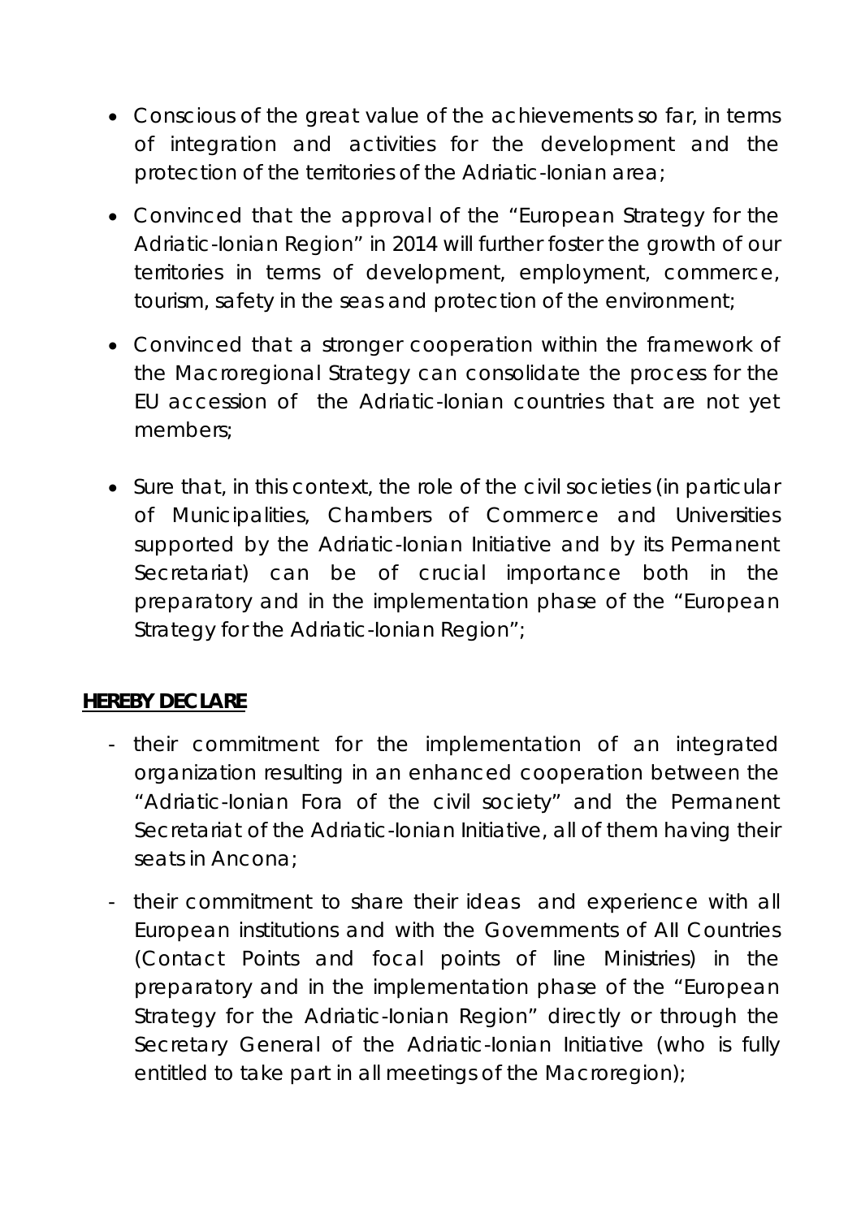- Conscious of the great value of the achievements so far, in terms of integration and activities for the development and the protection of the territories of the Adriatic-Ionian area;

- Convinced that the approval of the "European Strategy for the Adriatic-Ionian Region" in 2014 will further foster the growth of our territories in terms of development, employment, commerce, tourism, safety in the seas and protection of the environment;

- Convinced that a stronger cooperation within the framework of the Macroregional Strategy can consolidate the process for the EU accession of the Adriatic-Ionian countries that are not yet members;

- Sure that, in this context, the role of the civil societies (in particular of Municipalities, Chambers of Commerce and Universities supported by the Adriatic-Ionian Initiative and by its Permanent Secretariat) can be of crucial importance both in the preparatory and in the implementation phase of the "European Strategy for the Adriatic-Ionian Region";

**<u>HEREBY DECLARE</u>**

- their commitment for the implementation of an integrated organization resulting in an enhanced cooperation between the "Adriatic-Ionian Fora of the civil society" and the Permanent Secretariat of the Adriatic-Ionian Initiative, all of them having their seats in Ancona;

- their commitment to share their ideas and experience with all European institutions and with the Governments of All Countries (Contact Points and focal points of line Ministries) in the preparatory and in the implementation phase of the "European Strategy for the Adriatic-Ionian Region" directly or through the Secretary General of the Adriatic-Ionian Initiative (who is fully entitled to take part in all meetings of the Macroregion);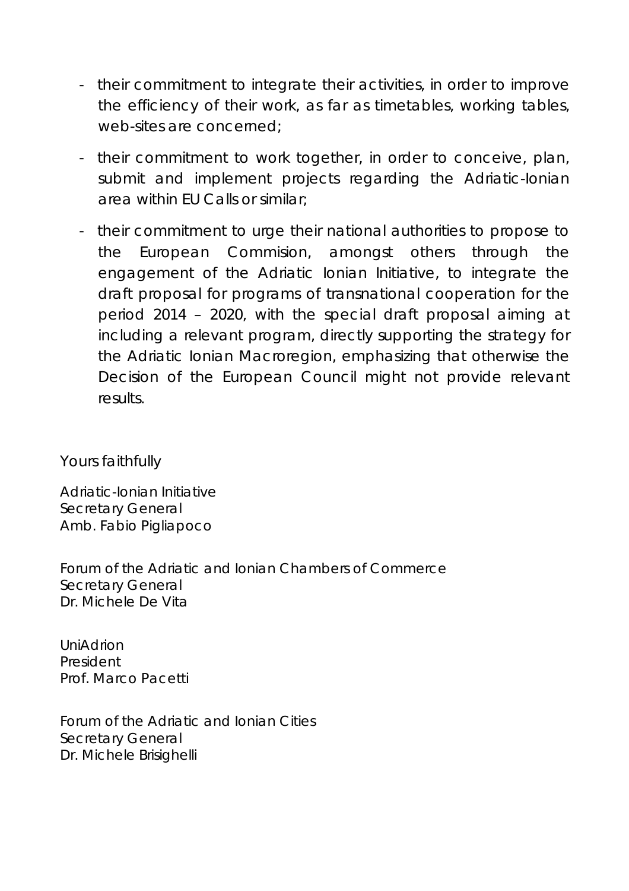- their commitment to integrate their activities, in order to improve the efficiency of their work, as far as timetables, working tables, web-sites are concerned;
- their commitment to work together, in order to conceive, plan, submit and implement projects regarding the Adriatic-Ionian area within EU Calls or similar;
- their commitment to urge their national authorities to propose to the European Commision, amongst others through the engagement of the Adriatic Ionian Initiative, to integrate the draft proposal for programs of transnational cooperation for the period 2014 – 2020, with the special draft proposal aiming at including a relevant program, directly supporting the strategy for the Adriatic Ionian Macroregion, emphasizing that otherwise the Decision of the European Council might not provide relevant results.

Yours faithfully

Adriatic-Ionian Initiative
Secretary General
Amb. Fabio Pigliapoco

Forum of the Adriatic and Ionian Chambers of Commerce
Secretary General
Dr. Michele De Vita

UniAdrion
President
Prof. Marco Pacetti

Forum of the Adriatic and Ionian Cities
Secretary General
Dr. Michele Brisighelli